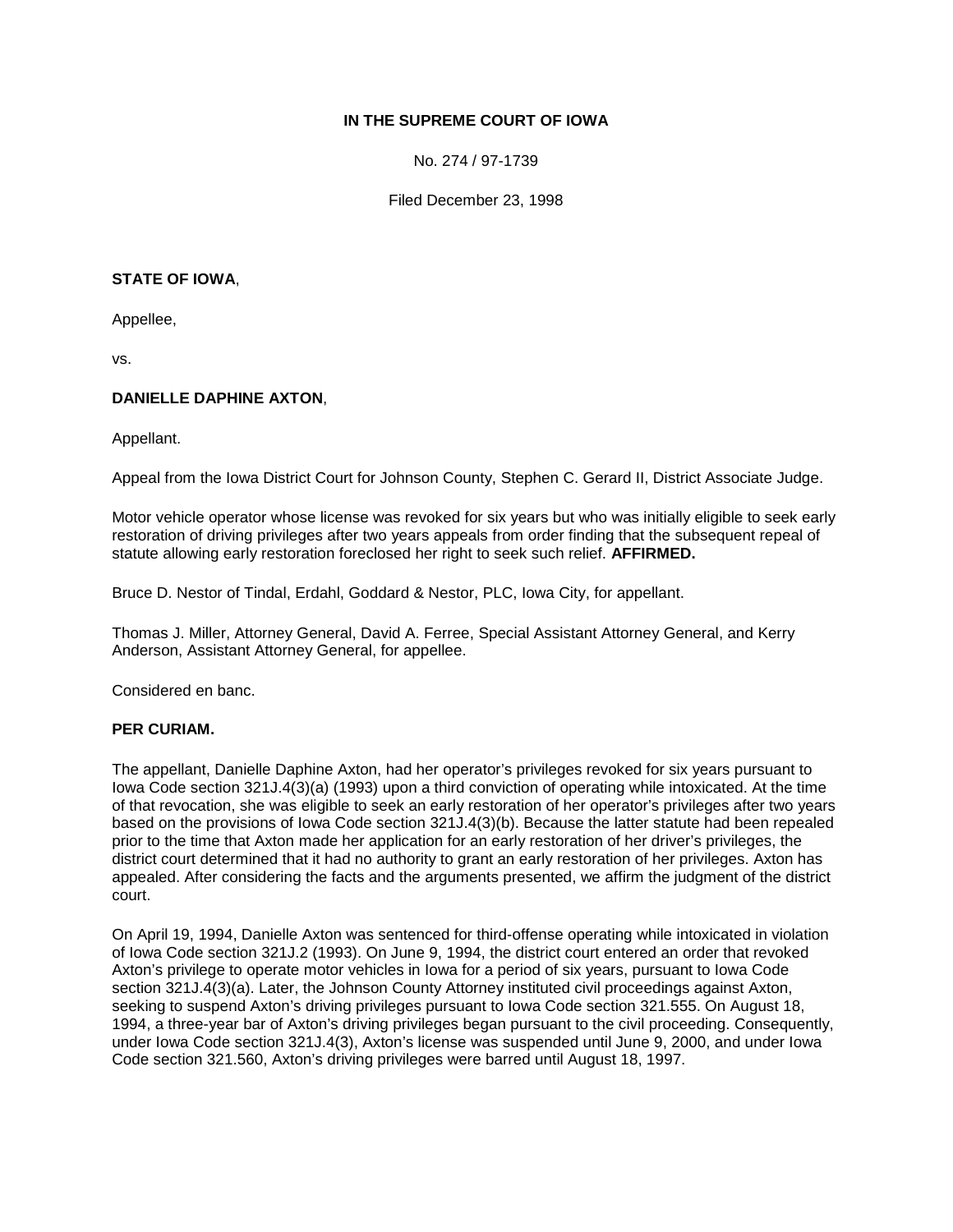**IN THE SUPREME COURT OF IOWA**

No. 274 / 97-1739

Filed December 23, 1998

**STATE OF IOWA**,

Appellee,

vs.

**DANIELLE DAPHINE AXTON**,

Appellant.

Appeal from the Iowa District Court for Johnson County, Stephen C. Gerard II, District Associate Judge.

Motor vehicle operator whose license was revoked for six years but who was initially eligible to seek early restoration of driving privileges after two years appeals from order finding that the subsequent repeal of statute allowing early restoration foreclosed her right to seek such relief. **AFFIRMED.**

Bruce D. Nestor of Tindal, Erdahl, Goddard & Nestor, PLC, Iowa City, for appellant.

Thomas J. Miller, Attorney General, David A. Ferree, Special Assistant Attorney General, and Kerry Anderson, Assistant Attorney General, for appellee.

Considered en banc.

**PER CURIAM.**

The appellant, Danielle Daphine Axton, had her operator's privileges revoked for six years pursuant to Iowa Code section 321J.4(3)(a) (1993) upon a third conviction of operating while intoxicated. At the time of that revocation, she was eligible to seek an early restoration of her operator's privileges after two years based on the provisions of Iowa Code section 321J.4(3)(b). Because the latter statute had been repealed prior to the time that Axton made her application for an early restoration of her driver's privileges, the district court determined that it had no authority to grant an early restoration of her privileges. Axton has appealed. After considering the facts and the arguments presented, we affirm the judgment of the district court.

On April 19, 1994, Danielle Axton was sentenced for third-offense operating while intoxicated in violation of Iowa Code section 321J.2 (1993). On June 9, 1994, the district court entered an order that revoked Axton's privilege to operate motor vehicles in Iowa for a period of six years, pursuant to Iowa Code section 321J.4(3)(a). Later, the Johnson County Attorney instituted civil proceedings against Axton, seeking to suspend Axton's driving privileges pursuant to Iowa Code section 321.555. On August 18, 1994, a three-year bar of Axton's driving privileges began pursuant to the civil proceeding. Consequently, under Iowa Code section 321J.4(3), Axton's license was suspended until June 9, 2000, and under Iowa Code section 321.560, Axton's driving privileges were barred until August 18, 1997.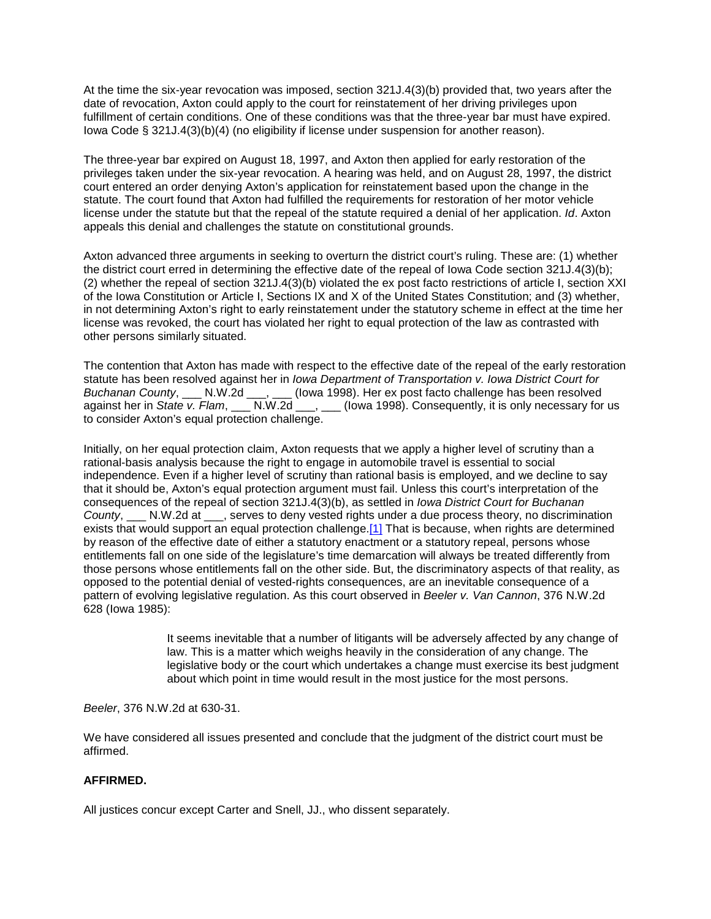At the time the six-year revocation was imposed, section 321J.4(3)(b) provided that, two years after the date of revocation, Axton could apply to the court for reinstatement of her driving privileges upon fulfillment of certain conditions. One of these conditions was that the three-year bar must have expired. Iowa Code § 321J.4(3)(b)(4) (no eligibility if license under suspension for another reason).

The three-year bar expired on August 18, 1997, and Axton then applied for early restoration of the privileges taken under the six-year revocation. A hearing was held, and on August 28, 1997, the district court entered an order denying Axton's application for reinstatement based upon the change in the statute. The court found that Axton had fulfilled the requirements for restoration of her motor vehicle license under the statute but that the repeal of the statute required a denial of her application. *Id*. Axton appeals this denial and challenges the statute on constitutional grounds.

Axton advanced three arguments in seeking to overturn the district court's ruling. These are: (1) whether the district court erred in determining the effective date of the repeal of Iowa Code section 321J.4(3)(b); (2) whether the repeal of section 321J.4(3)(b) violated the ex post facto restrictions of article I, section XXI of the Iowa Constitution or Article I, Sections IX and X of the United States Constitution; and (3) whether, in not determining Axton's right to early reinstatement under the statutory scheme in effect at the time her license was revoked, the court has violated her right to equal protection of the law as contrasted with other persons similarly situated.

The contention that Axton has made with respect to the effective date of the repeal of the early restoration statute has been resolved against her in *Iowa Department of Transportation v. Iowa District Court for Buchanan County*, ___ N.W.2d ___, ___ (Iowa 1998). Her ex post facto challenge has been resolved against her in *State v. Flam*, ___ N.W.2d ___, ___ (Iowa 1998). Consequently, it is only necessary for us to consider Axton's equal protection challenge.

Initially, on her equal protection claim, Axton requests that we apply a higher level of scrutiny than a rational-basis analysis because the right to engage in automobile travel is essential to social independence. Even if a higher level of scrutiny than rational basis is employed, and we decline to say that it should be, Axton's equal protection argument must fail. Unless this court's interpretation of the consequences of the repeal of section 321J.4(3)(b), as settled in *Iowa District Court for Buchanan County*, ___ N.W.2d at ___, serves to deny vested rights under a due process theory, no discrimination exists that would support an equal protection challenge.[1] That is because, when rights are determined by reason of the effective date of either a statutory enactment or a statutory repeal, persons whose entitlements fall on one side of the legislature's time demarcation will always be treated differently from those persons whose entitlements fall on the other side. But, the discriminatory aspects of that reality, as opposed to the potential denial of vested-rights consequences, are an inevitable consequence of a pattern of evolving legislative regulation. As this court observed in *Beeler v. Van Cannon*, 376 N.W.2d 628 (Iowa 1985):

> It seems inevitable that a number of litigants will be adversely affected by any change of law. This is a matter which weighs heavily in the consideration of any change. The legislative body or the court which undertakes a change must exercise its best judgment about which point in time would result in the most justice for the most persons.

*Beeler*, 376 N.W.2d at 630-31.

We have considered all issues presented and conclude that the judgment of the district court must be affirmed.

**AFFIRMED.**

All justices concur except Carter and Snell, JJ., who dissent separately.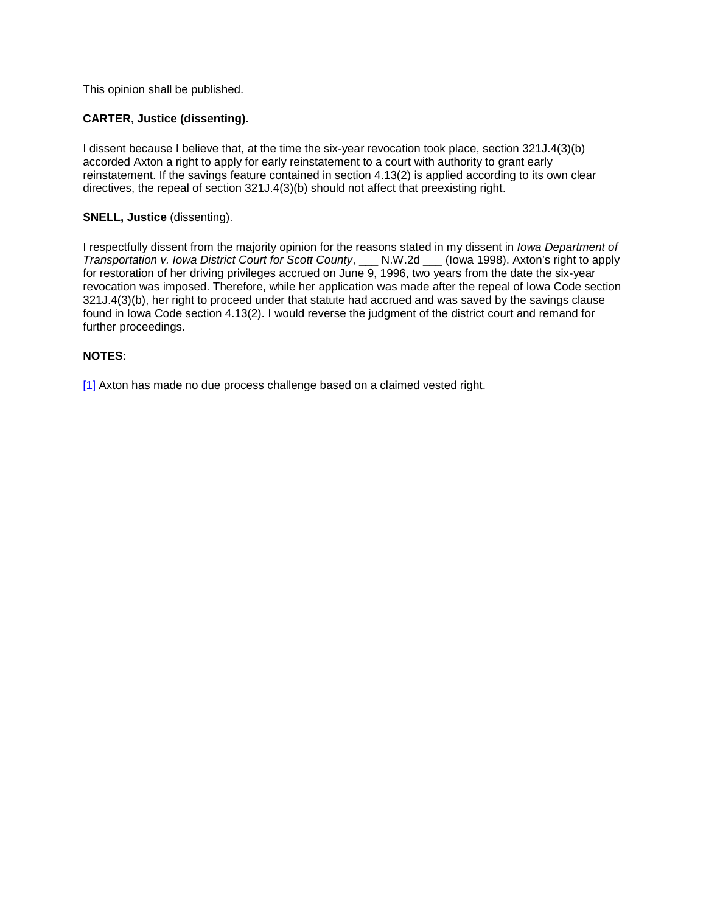This opinion shall be published.

**CARTER, Justice (dissenting).**

I dissent because I believe that, at the time the six-year revocation took place, section 321J.4(3)(b) accorded Axton a right to apply for early reinstatement to a court with authority to grant early reinstatement. If the savings feature contained in section 4.13(2) is applied according to its own clear directives, the repeal of section 321J.4(3)(b) should not affect that preexisting right.

**SNELL, Justice** (dissenting).

I respectfully dissent from the majority opinion for the reasons stated in my dissent in *Iowa Department of Transportation v. Iowa District Court for Scott County*, ___ N.W.2d ___ (Iowa 1998). Axton's right to apply for restoration of her driving privileges accrued on June 9, 1996, two years from the date the six-year revocation was imposed. Therefore, while her application was made after the repeal of Iowa Code section 321J.4(3)(b), her right to proceed under that statute had accrued and was saved by the savings clause found in Iowa Code section 4.13(2). I would reverse the judgment of the district court and remand for further proceedings.

**NOTES:**

[1] Axton has made no due process challenge based on a claimed vested right.